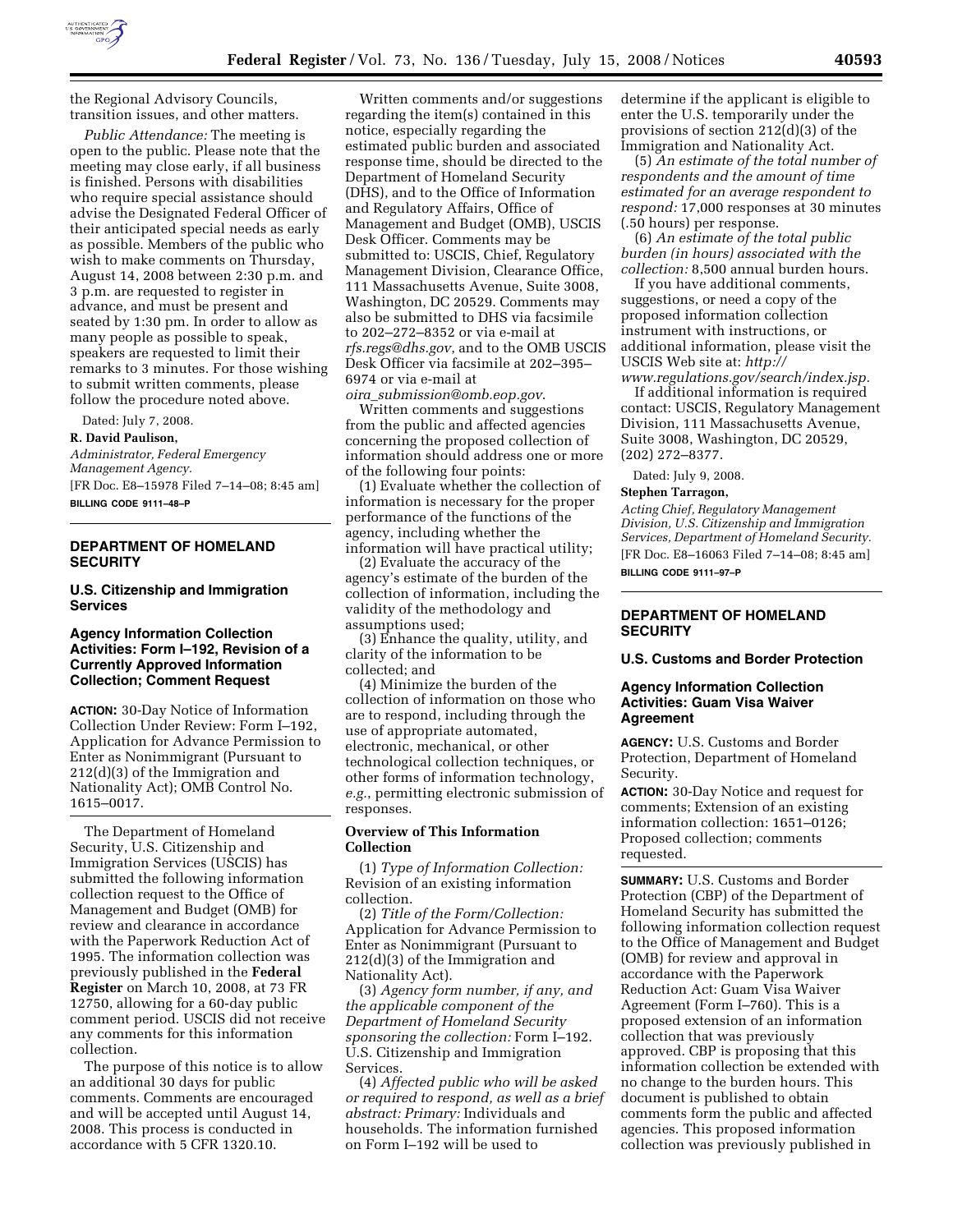the Regional Advisory Councils, transition issues, and other matters.

*Public Attendance:* The meeting is open to the public. Please note that the meeting may close early, if all business is finished. Persons with disabilities who require special assistance should advise the Designated Federal Officer of their anticipated special needs as early as possible. Members of the public who wish to make comments on Thursday, August 14, 2008 between 2:30 p.m. and 3 p.m. are requested to register in advance, and must be present and seated by 1:30 pm. In order to allow as many people as possible to speak, speakers are requested to limit their remarks to 3 minutes. For those wishing to submit written comments, please follow the procedure noted above.

Dated: July 7, 2008.

**R. David Paulison,**

*Administrator, Federal Emergency Management Agency.*

[FR Doc. E8–15978 Filed 7–14–08; 8:45 am]

**BILLING CODE 9111–48–P**

## DEPARTMENT OF HOMELAND SECURITY

### U.S. Citizenship and Immigration Services

### Agency Information Collection Activities: Form I–192, Revision of a Currently Approved Information Collection; Comment Request

**ACTION:** 30-Day Notice of Information Collection Under Review: Form I–192, Application for Advance Permission to Enter as Nonimmigrant (Pursuant to 212(d)(3) of the Immigration and Nationality Act); OMB Control No. 1615–0017.

The Department of Homeland Security, U.S. Citizenship and Immigration Services (USCIS) has submitted the following information collection request to the Office of Management and Budget (OMB) for review and clearance in accordance with the Paperwork Reduction Act of 1995. The information collection was previously published in the **Federal Register** on March 10, 2008, at 73 FR 12750, allowing for a 60-day public comment period. USCIS did not receive any comments for this information collection.

The purpose of this notice is to allow an additional 30 days for public comments. Comments are encouraged and will be accepted until August 14, 2008. This process is conducted in accordance with 5 CFR 1320.10.

Written comments and/or suggestions regarding the item(s) contained in this notice, especially regarding the estimated public burden and associated response time, should be directed to the Department of Homeland Security (DHS), and to the Office of Information and Regulatory Affairs, Office of Management and Budget (OMB), USCIS Desk Officer. Comments may be submitted to: USCIS, Chief, Regulatory Management Division, Clearance Office, 111 Massachusetts Avenue, Suite 3008, Washington, DC 20529. Comments may also be submitted to DHS via facsimile to 202–272–8352 or via e-mail at *rfs.regs@dhs.gov*, and to the OMB USCIS Desk Officer via facsimile at 202–395–6974 or via e-mail at *oira_submission@omb.eop.gov*.

Written comments and suggestions from the public and affected agencies concerning the proposed collection of information should address one or more of the following four points:

(1) Evaluate whether the collection of information is necessary for the proper performance of the functions of the agency, including whether the information will have practical utility;

(2) Evaluate the accuracy of the agency's estimate of the burden of the collection of information, including the validity of the methodology and assumptions used;

(3) Enhance the quality, utility, and clarity of the information to be collected; and

(4) Minimize the burden of the collection of information on those who are to respond, including through the use of appropriate automated, electronic, mechanical, or other technological collection techniques, or other forms of information technology, *e.g.*, permitting electronic submission of responses.

#### Overview of This Information Collection

(1) *Type of Information Collection:* Revision of an existing information collection.

(2) *Title of the Form/Collection:* Application for Advance Permission to Enter as Nonimmigrant (Pursuant to 212(d)(3) of the Immigration and Nationality Act).

(3) *Agency form number, if any, and the applicable component of the Department of Homeland Security sponsoring the collection:* Form I–192. U.S. Citizenship and Immigration Services.

(4) *Affected public who will be asked or required to respond, as well as a brief abstract: Primary:* Individuals and households. The information furnished on Form I–192 will be used to determine if the applicant is eligible to enter the U.S. temporarily under the provisions of section 212(d)(3) of the Immigration and Nationality Act.

(5) *An estimate of the total number of respondents and the amount of time estimated for an average respondent to respond:* 17,000 responses at 30 minutes (.50 hours) per response.

(6) *An estimate of the total public burden (in hours) associated with the collection:* 8,500 annual burden hours.

If you have additional comments, suggestions, or need a copy of the proposed information collection instrument with instructions, or additional information, please visit the USCIS Web site at: *http://www.regulations.gov/search/index.jsp.*

If additional information is required contact: USCIS, Regulatory Management Division, 111 Massachusetts Avenue, Suite 3008, Washington, DC 20529, (202) 272–8377.

Dated: July 9, 2008.

**Stephen Tarragon,**

*Acting Chief, Regulatory Management Division, U.S. Citizenship and Immigration Services, Department of Homeland Security.*

[FR Doc. E8–16063 Filed 7–14–08; 8:45 am]

**BILLING CODE 9111–97–P**

## DEPARTMENT OF HOMELAND SECURITY

### U.S. Customs and Border Protection

### Agency Information Collection Activities: Guam Visa Waiver Agreement

**AGENCY:** U.S. Customs and Border Protection, Department of Homeland Security.

**ACTION:** 30-Day Notice and request for comments; Extension of an existing information collection: 1651–0126; Proposed collection; comments requested.

**SUMMARY:** U.S. Customs and Border Protection (CBP) of the Department of Homeland Security has submitted the following information collection request to the Office of Management and Budget (OMB) for review and approval in accordance with the Paperwork Reduction Act: Guam Visa Waiver Agreement (Form I–760). This is a proposed extension of an information collection that was previously approved. CBP is proposing that this information collection be extended with no change to the burden hours. This document is published to obtain comments form the public and affected agencies. This proposed information collection was previously published in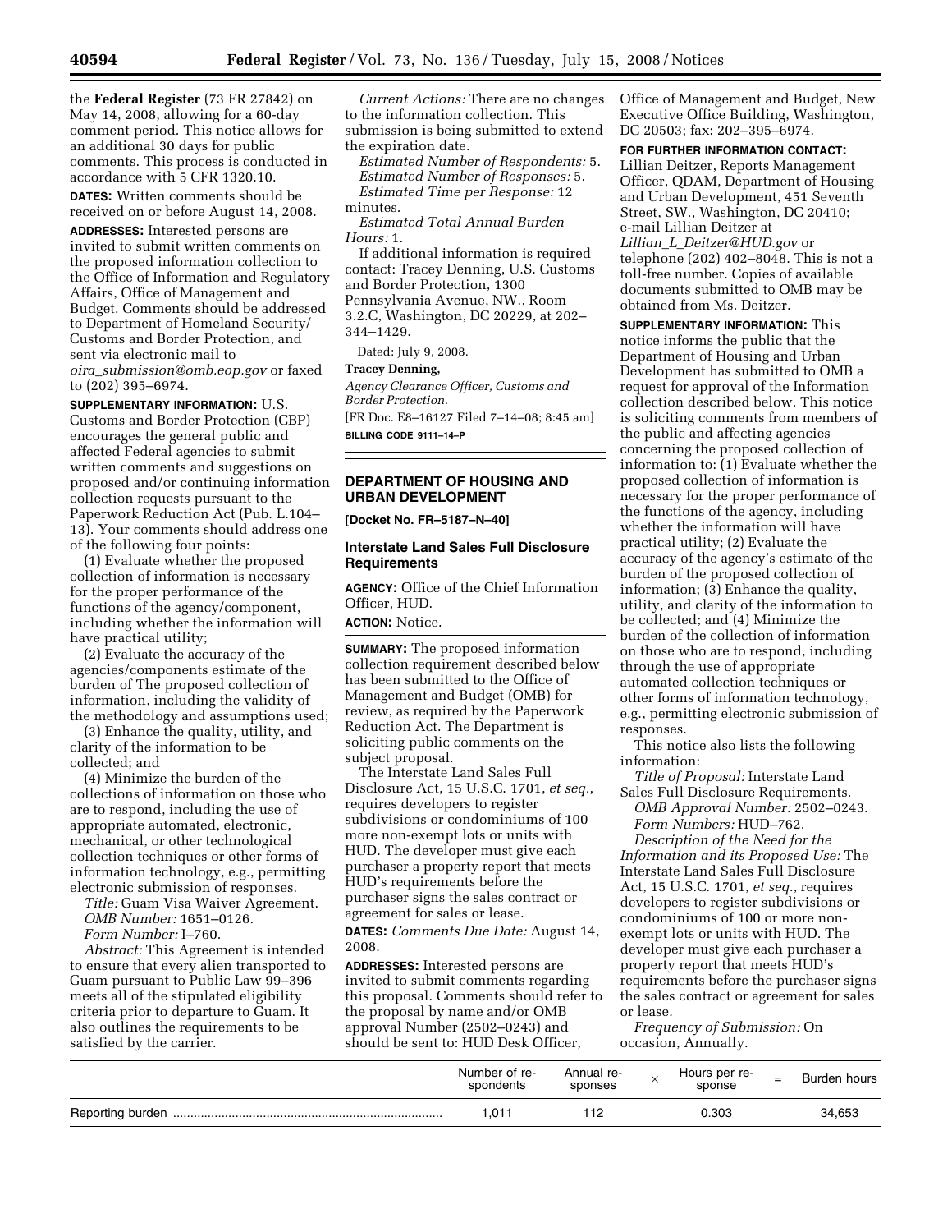the **Federal Register** (73 FR 27842) on May 14, 2008, allowing for a 60-day comment period. This notice allows for an additional 30 days for public comments. This process is conducted in accordance with 5 CFR 1320.10.

**DATES:** Written comments should be received on or before August 14, 2008.

**ADDRESSES:** Interested persons are invited to submit written comments on the proposed information collection to the Office of Information and Regulatory Affairs, Office of Management and Budget. Comments should be addressed to Department of Homeland Security/Customs and Border Protection, and sent via electronic mail to *oira_submission@omb.eop.gov* or faxed to (202) 395–6974.

**SUPPLEMENTARY INFORMATION:** U.S. Customs and Border Protection (CBP) encourages the general public and affected Federal agencies to submit written comments and suggestions on proposed and/or continuing information collection requests pursuant to the Paperwork Reduction Act (Pub. L.104–13). Your comments should address one of the following four points:

(1) Evaluate whether the proposed collection of information is necessary for the proper performance of the functions of the agency/component, including whether the information will have practical utility;

(2) Evaluate the accuracy of the agencies/components estimate of the burden of The proposed collection of information, including the validity of the methodology and assumptions used;

(3) Enhance the quality, utility, and clarity of the information to be collected; and

(4) Minimize the burden of the collections of information on those who are to respond, including the use of appropriate automated, electronic, mechanical, or other technological collection techniques or other forms of information technology, e.g., permitting electronic submission of responses.

*Title:* Guam Visa Waiver Agreement.

*OMB Number:* 1651–0126.

*Form Number:* I–760.

*Abstract:* This Agreement is intended to ensure that every alien transported to Guam pursuant to Public Law 99–396 meets all of the stipulated eligibility criteria prior to departure to Guam. It also outlines the requirements to be satisfied by the carrier.

*Current Actions:* There are no changes to the information collection. This submission is being submitted to extend the expiration date.

*Estimated Number of Respondents:* 5.

*Estimated Number of Responses:* 5.

*Estimated Time per Response:* 12 minutes.

*Estimated Total Annual Burden Hours:* 1.

If additional information is required contact: Tracey Denning, U.S. Customs and Border Protection, 1300 Pennsylvania Avenue, NW., Room 3.2.C, Washington, DC 20229, at 202–344–1429.

Dated: July 9, 2008.

**Tracey Denning,**

*Agency Clearance Officer, Customs and Border Protection.*

[FR Doc. E8–16127 Filed 7–14–08; 8:45 am]

**BILLING CODE 9111–14–P**

## DEPARTMENT OF HOUSING AND URBAN DEVELOPMENT

**[Docket No. FR–5187–N–40]**

### Interstate Land Sales Full Disclosure Requirements

**AGENCY:** Office of the Chief Information Officer, HUD.

**ACTION:** Notice.

**SUMMARY:** The proposed information collection requirement described below has been submitted to the Office of Management and Budget (OMB) for review, as required by the Paperwork Reduction Act. The Department is soliciting public comments on the subject proposal.

The Interstate Land Sales Full Disclosure Act, 15 U.S.C. 1701, *et seq.*, requires developers to register subdivisions or condominiums of 100 more non-exempt lots or units with HUD. The developer must give each purchaser a property report that meets HUD's requirements before the purchaser signs the sales contract or agreement for sales or lease.

**DATES:** *Comments Due Date:* August 14, 2008.

**ADDRESSES:** Interested persons are invited to submit comments regarding this proposal. Comments should refer to the proposal by name and/or OMB approval Number (2502–0243) and should be sent to: HUD Desk Officer, Office of Management and Budget, New Executive Office Building, Washington, DC 20503; fax: 202–395–6974.

**FOR FURTHER INFORMATION CONTACT:** Lillian Deitzer, Reports Management Officer, QDAM, Department of Housing and Urban Development, 451 Seventh Street, SW., Washington, DC 20410; e-mail Lillian Deitzer at *Lillian_L_Deitzer@HUD.gov* or telephone (202) 402–8048. This is not a toll-free number. Copies of available documents submitted to OMB may be obtained from Ms. Deitzer.

**SUPPLEMENTARY INFORMATION:** This notice informs the public that the Department of Housing and Urban Development has submitted to OMB a request for approval of the Information collection described below. This notice is soliciting comments from members of the public and affecting agencies concerning the proposed collection of information to: (1) Evaluate whether the proposed collection of information is necessary for the proper performance of the functions of the agency, including whether the information will have practical utility; (2) Evaluate the accuracy of the agency's estimate of the burden of the proposed collection of information; (3) Enhance the quality, utility, and clarity of the information to be collected; and (4) Minimize the burden of the collection of information on those who are to respond, including through the use of appropriate automated collection techniques or other forms of information technology, e.g., permitting electronic submission of responses.

This notice also lists the following information:

*Title of Proposal:* Interstate Land Sales Full Disclosure Requirements.

*OMB Approval Number:* 2502–0243.

*Form Numbers:* HUD–762.

*Description of the Need for the Information and its Proposed Use:* The Interstate Land Sales Full Disclosure Act, 15 U.S.C. 1701, *et seq.*, requires developers to register subdivisions or condominiums of 100 or more non-exempt lots or units with HUD. The developer must give each purchaser a property report that meets HUD's requirements before the purchaser signs the sales contract or agreement for sales or lease.

*Frequency of Submission:* On occasion, Annually.

| | Number of respondents | Annual responses | × | Hours per response | = | Burden hours |
|---|---|---|---|---|---|---|
| Reporting burden | 1,011 | 112 | | 0.303 | | 34,653 |